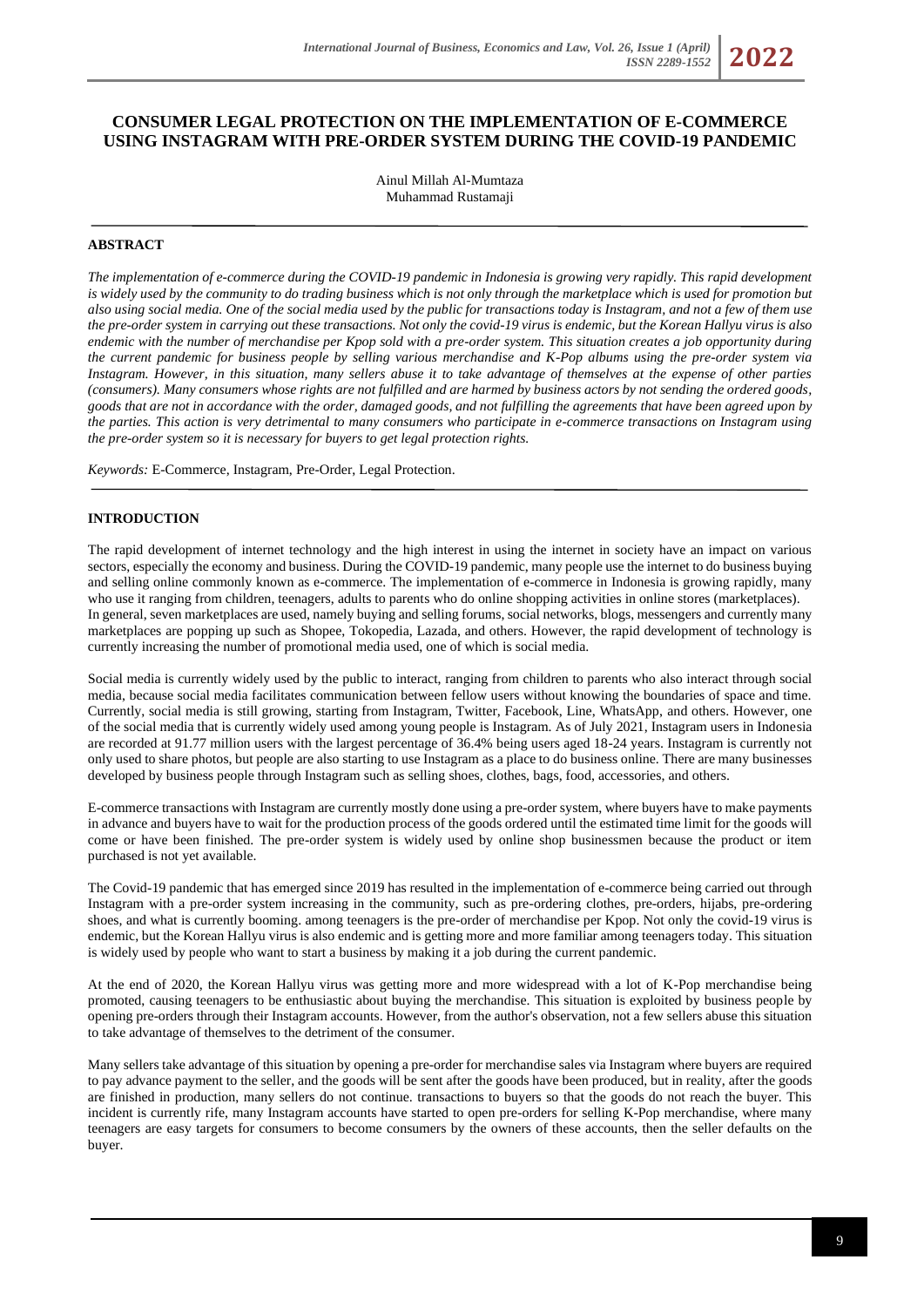# CONSUMER LEGAL PROTECTION ON THE IMPLEMENTATION OF E-COMMERCE USING INSTAGRAM WITH PRE-ORDER SYSTEM DURING THE COVID-19 PANDEMIC

Ainul Millah Al-Mumtaza
Muhammad Rustamaji

## ABSTRACT

*The implementation of e-commerce during the COVID-19 pandemic in Indonesia is growing very rapidly. This rapid development is widely used by the community to do trading business which is not only through the marketplace which is used for promotion but also using social media. One of the social media used by the public for transactions today is Instagram, and not a few of them use the pre-order system in carrying out these transactions. Not only the covid-19 virus is endemic, but the Korean Hallyu virus is also endemic with the number of merchandise per Kpop sold with a pre-order system. This situation creates a job opportunity during the current pandemic for business people by selling various merchandise and K-Pop albums using the pre-order system via Instagram. However, in this situation, many sellers abuse it to take advantage of themselves at the expense of other parties (consumers). Many consumers whose rights are not fulfilled and are harmed by business actors by not sending the ordered goods, goods that are not in accordance with the order, damaged goods, and not fulfilling the agreements that have been agreed upon by the parties. This action is very detrimental to many consumers who participate in e-commerce transactions on Instagram using the pre-order system so it is necessary for buyers to get legal protection rights.*

*Keywords:* E-Commerce, Instagram, Pre-Order, Legal Protection.

## INTRODUCTION

The rapid development of internet technology and the high interest in using the internet in society have an impact on various sectors, especially the economy and business. During the COVID-19 pandemic, many people use the internet to do business buying and selling online commonly known as e-commerce. The implementation of e-commerce in Indonesia is growing rapidly, many who use it ranging from children, teenagers, adults to parents who do online shopping activities in online stores (marketplaces). In general, seven marketplaces are used, namely buying and selling forums, social networks, blogs, messengers and currently many marketplaces are popping up such as Shopee, Tokopedia, Lazada, and others. However, the rapid development of technology is currently increasing the number of promotional media used, one of which is social media.

Social media is currently widely used by the public to interact, ranging from children to parents who also interact through social media, because social media facilitates communication between fellow users without knowing the boundaries of space and time. Currently, social media is still growing, starting from Instagram, Twitter, Facebook, Line, WhatsApp, and others. However, one of the social media that is currently widely used among young people is Instagram. As of July 2021, Instagram users in Indonesia are recorded at 91.77 million users with the largest percentage of 36.4% being users aged 18-24 years. Instagram is currently not only used to share photos, but people are also starting to use Instagram as a place to do business online. There are many businesses developed by business people through Instagram such as selling shoes, clothes, bags, food, accessories, and others.

E-commerce transactions with Instagram are currently mostly done using a pre-order system, where buyers have to make payments in advance and buyers have to wait for the production process of the goods ordered until the estimated time limit for the goods will come or have been finished. The pre-order system is widely used by online shop businessmen because the product or item purchased is not yet available.

The Covid-19 pandemic that has emerged since 2019 has resulted in the implementation of e-commerce being carried out through Instagram with a pre-order system increasing in the community, such as pre-ordering clothes, pre-orders, hijabs, pre-ordering shoes, and what is currently booming. among teenagers is the pre-order of merchandise per Kpop. Not only the covid-19 virus is endemic, but the Korean Hallyu virus is also endemic and is getting more and more familiar among teenagers today. This situation is widely used by people who want to start a business by making it a job during the current pandemic.

At the end of 2020, the Korean Hallyu virus was getting more and more widespread with a lot of K-Pop merchandise being promoted, causing teenagers to be enthusiastic about buying the merchandise. This situation is exploited by business people by opening pre-orders through their Instagram accounts. However, from the author's observation, not a few sellers abuse this situation to take advantage of themselves to the detriment of the consumer.

Many sellers take advantage of this situation by opening a pre-order for merchandise sales via Instagram where buyers are required to pay advance payment to the seller, and the goods will be sent after the goods have been produced, but in reality, after the goods are finished in production, many sellers do not continue. transactions to buyers so that the goods do not reach the buyer. This incident is currently rife, many Instagram accounts have started to open pre-orders for selling K-Pop merchandise, where many teenagers are easy targets for consumers to become consumers by the owners of these accounts, then the seller defaults on the buyer.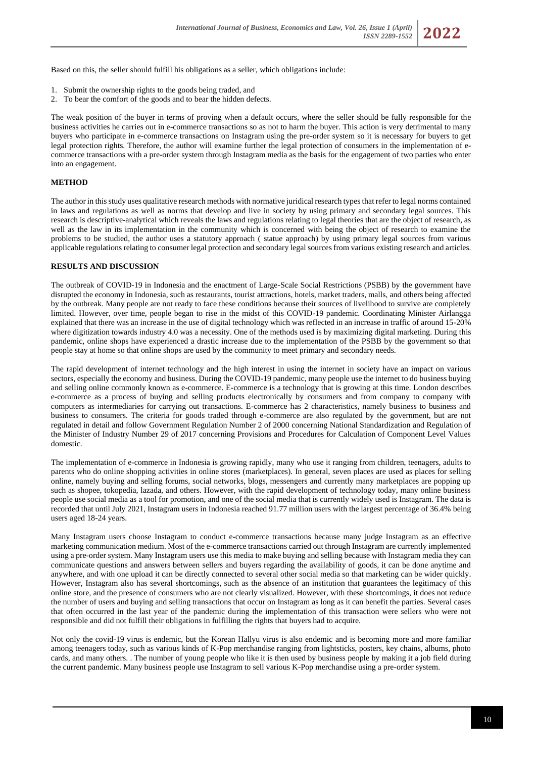Based on this, the seller should fulfill his obligations as a seller, which obligations include:

1. Submit the ownership rights to the goods being traded, and
2. To bear the comfort of the goods and to bear the hidden defects.

The weak position of the buyer in terms of proving when a default occurs, where the seller should be fully responsible for the business activities he carries out in e-commerce transactions so as not to harm the buyer. This action is very detrimental to many buyers who participate in e-commerce transactions on Instagram using the pre-order system so it is necessary for buyers to get legal protection rights. Therefore, the author will examine further the legal protection of consumers in the implementation of e-commerce transactions with a pre-order system through Instagram media as the basis for the engagement of two parties who enter into an engagement.

## METHOD

The author in this study uses qualitative research methods with normative juridical research types that refer to legal norms contained in laws and regulations as well as norms that develop and live in society by using primary and secondary legal sources. This research is descriptive-analytical which reveals the laws and regulations relating to legal theories that are the object of research, as well as the law in its implementation in the community which is concerned with being the object of research to examine the problems to be studied, the author uses a statutory approach ( statue approach) by using primary legal sources from various applicable regulations relating to consumer legal protection and secondary legal sources from various existing research and articles.

## RESULTS AND DISCUSSION

The outbreak of COVID-19 in Indonesia and the enactment of Large-Scale Social Restrictions (PSBB) by the government have disrupted the economy in Indonesia, such as restaurants, tourist attractions, hotels, market traders, malls, and others being affected by the outbreak. Many people are not ready to face these conditions because their sources of livelihood to survive are completely limited. However, over time, people began to rise in the midst of this COVID-19 pandemic. Coordinating Minister Airlangga explained that there was an increase in the use of digital technology which was reflected in an increase in traffic of around 15-20% where digitization towards industry 4.0 was a necessity. One of the methods used is by maximizing digital marketing. During this pandemic, online shops have experienced a drastic increase due to the implementation of the PSBB by the government so that people stay at home so that online shops are used by the community to meet primary and secondary needs.

The rapid development of internet technology and the high interest in using the internet in society have an impact on various sectors, especially the economy and business. During the COVID-19 pandemic, many people use the internet to do business buying and selling online commonly known as e-commerce. E-commerce is a technology that is growing at this time. London describes e-commerce as a process of buying and selling products electronically by consumers and from company to company with computers as intermediaries for carrying out transactions. E-commerce has 2 characteristics, namely business to business and business to consumers. The criteria for goods traded through e-commerce are also regulated by the government, but are not regulated in detail and follow Government Regulation Number 2 of 2000 concerning National Standardization and Regulation of the Minister of Industry Number 29 of 2017 concerning Provisions and Procedures for Calculation of Component Level Values domestic.

The implementation of e-commerce in Indonesia is growing rapidly, many who use it ranging from children, teenagers, adults to parents who do online shopping activities in online stores (marketplaces). In general, seven places are used as places for selling online, namely buying and selling forums, social networks, blogs, messengers and currently many marketplaces are popping up such as shopee, tokopedia, lazada, and others. However, with the rapid development of technology today, many online business people use social media as a tool for promotion, and one of the social media that is currently widely used is Instagram. The data is recorded that until July 2021, Instagram users in Indonesia reached 91.77 million users with the largest percentage of 36.4% being users aged 18-24 years.

Many Instagram users choose Instagram to conduct e-commerce transactions because many judge Instagram as an effective marketing communication medium. Most of the e-commerce transactions carried out through Instagram are currently implemented using a pre-order system. Many Instagram users use this media to make buying and selling because with Instagram media they can communicate questions and answers between sellers and buyers regarding the availability of goods, it can be done anytime and anywhere, and with one upload it can be directly connected to several other social media so that marketing can be wider quickly. However, Instagram also has several shortcomings, such as the absence of an institution that guarantees the legitimacy of this online store, and the presence of consumers who are not clearly visualized. However, with these shortcomings, it does not reduce the number of users and buying and selling transactions that occur on Instagram as long as it can benefit the parties. Several cases that often occurred in the last year of the pandemic during the implementation of this transaction were sellers who were not responsible and did not fulfill their obligations in fulfilling the rights that buyers had to acquire.

Not only the covid-19 virus is endemic, but the Korean Hallyu virus is also endemic and is becoming more and more familiar among teenagers today, such as various kinds of K-Pop merchandise ranging from lightsticks, posters, key chains, albums, photo cards, and many others. . The number of young people who like it is then used by business people by making it a job field during the current pandemic. Many business people use Instagram to sell various K-Pop merchandise using a pre-order system.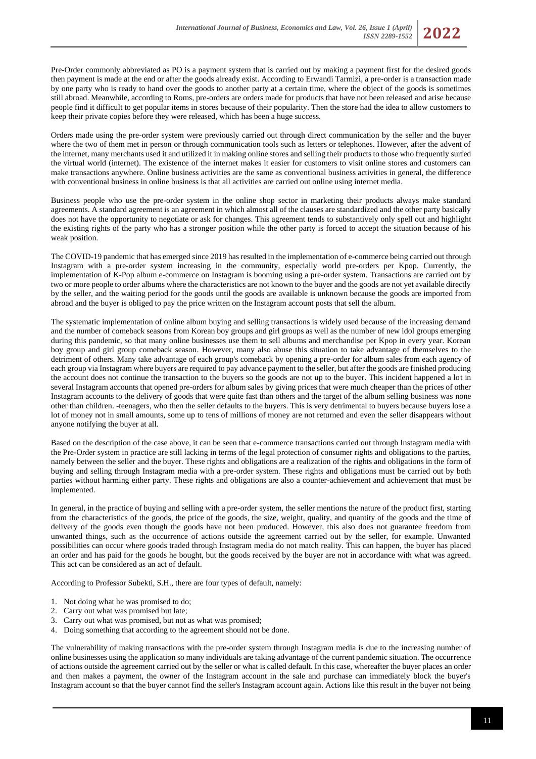Pre-Order commonly abbreviated as PO is a payment system that is carried out by making a payment first for the desired goods then payment is made at the end or after the goods already exist. According to Erwandi Tarmizi, a pre-order is a transaction made by one party who is ready to hand over the goods to another party at a certain time, where the object of the goods is sometimes still abroad. Meanwhile, according to Roms, pre-orders are orders made for products that have not been released and arise because people find it difficult to get popular items in stores because of their popularity. Then the store had the idea to allow customers to keep their private copies before they were released, which has been a huge success.

Orders made using the pre-order system were previously carried out through direct communication by the seller and the buyer where the two of them met in person or through communication tools such as letters or telephones. However, after the advent of the internet, many merchants used it and utilized it in making online stores and selling their products to those who frequently surfed the virtual world (internet). The existence of the internet makes it easier for customers to visit online stores and customers can make transactions anywhere. Online business activities are the same as conventional business activities in general, the difference with conventional business in online business is that all activities are carried out online using internet media.

Business people who use the pre-order system in the online shop sector in marketing their products always make standard agreements. A standard agreement is an agreement in which almost all of the clauses are standardized and the other party basically does not have the opportunity to negotiate or ask for changes. This agreement tends to substantively only spell out and highlight the existing rights of the party who has a stronger position while the other party is forced to accept the situation because of his weak position.

The COVID-19 pandemic that has emerged since 2019 has resulted in the implementation of e-commerce being carried out through Instagram with a pre-order system increasing in the community, especially world pre-orders per Kpop. Currently, the implementation of K-Pop album e-commerce on Instagram is booming using a pre-order system. Transactions are carried out by two or more people to order albums where the characteristics are not known to the buyer and the goods are not yet available directly by the seller, and the waiting period for the goods until the goods are available is unknown because the goods are imported from abroad and the buyer is obliged to pay the price written on the Instagram account posts that sell the album.

The systematic implementation of online album buying and selling transactions is widely used because of the increasing demand and the number of comeback seasons from Korean boy groups and girl groups as well as the number of new idol groups emerging during this pandemic, so that many online businesses use them to sell albums and merchandise per Kpop in every year. Korean boy group and girl group comeback season. However, many also abuse this situation to take advantage of themselves to the detriment of others. Many take advantage of each group's comeback by opening a pre-order for album sales from each agency of each group via Instagram where buyers are required to pay advance payment to the seller, but after the goods are finished producing the account does not continue the transaction to the buyers so the goods are not up to the buyer. This incident happened a lot in several Instagram accounts that opened pre-orders for album sales by giving prices that were much cheaper than the prices of other Instagram accounts to the delivery of goods that were quite fast than others and the target of the album selling business was none other than children. -teenagers, who then the seller defaults to the buyers. This is very detrimental to buyers because buyers lose a lot of money not in small amounts, some up to tens of millions of money are not returned and even the seller disappears without anyone notifying the buyer at all.

Based on the description of the case above, it can be seen that e-commerce transactions carried out through Instagram media with the Pre-Order system in practice are still lacking in terms of the legal protection of consumer rights and obligations to the parties, namely between the seller and the buyer. These rights and obligations are a realization of the rights and obligations in the form of buying and selling through Instagram media with a pre-order system. These rights and obligations must be carried out by both parties without harming either party. These rights and obligations are also a counter-achievement and achievement that must be implemented.

In general, in the practice of buying and selling with a pre-order system, the seller mentions the nature of the product first, starting from the characteristics of the goods, the price of the goods, the size, weight, quality, and quantity of the goods and the time of delivery of the goods even though the goods have not been produced. However, this also does not guarantee freedom from unwanted things, such as the occurrence of actions outside the agreement carried out by the seller, for example. Unwanted possibilities can occur where goods traded through Instagram media do not match reality. This can happen, the buyer has placed an order and has paid for the goods he bought, but the goods received by the buyer are not in accordance with what was agreed. This act can be considered as an act of default.

According to Professor Subekti, S.H., there are four types of default, namely:

1. Not doing what he was promised to do;
2. Carry out what was promised but late;
3. Carry out what was promised, but not as what was promised;
4. Doing something that according to the agreement should not be done.

The vulnerability of making transactions with the pre-order system through Instagram media is due to the increasing number of online businesses using the application so many individuals are taking advantage of the current pandemic situation. The occurrence of actions outside the agreement carried out by the seller or what is called default. In this case, whereafter the buyer places an order and then makes a payment, the owner of the Instagram account in the sale and purchase can immediately block the buyer's Instagram account so that the buyer cannot find the seller's Instagram account again. Actions like this result in the buyer not being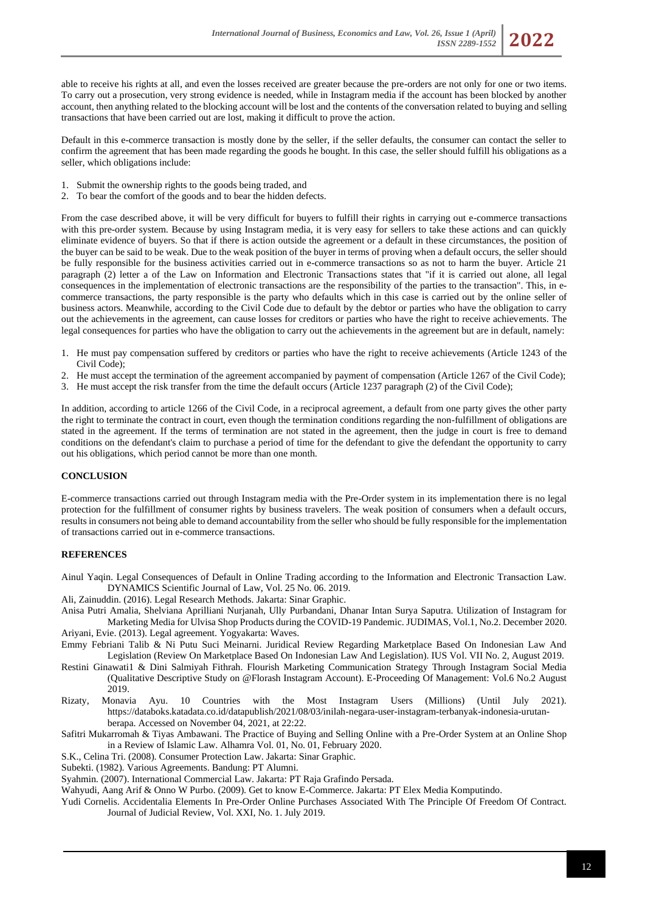able to receive his rights at all, and even the losses received are greater because the pre-orders are not only for one or two items. To carry out a prosecution, very strong evidence is needed, while in Instagram media if the account has been blocked by another account, then anything related to the blocking account will be lost and the contents of the conversation related to buying and selling transactions that have been carried out are lost, making it difficult to prove the action.

Default in this e-commerce transaction is mostly done by the seller, if the seller defaults, the consumer can contact the seller to confirm the agreement that has been made regarding the goods he bought. In this case, the seller should fulfill his obligations as a seller, which obligations include:

1. Submit the ownership rights to the goods being traded, and
2. To bear the comfort of the goods and to bear the hidden defects.

From the case described above, it will be very difficult for buyers to fulfill their rights in carrying out e-commerce transactions with this pre-order system. Because by using Instagram media, it is very easy for sellers to take these actions and can quickly eliminate evidence of buyers. So that if there is action outside the agreement or a default in these circumstances, the position of the buyer can be said to be weak. Due to the weak position of the buyer in terms of proving when a default occurs, the seller should be fully responsible for the business activities carried out in e-commerce transactions so as not to harm the buyer. Article 21 paragraph (2) letter a of the Law on Information and Electronic Transactions states that "if it is carried out alone, all legal consequences in the implementation of electronic transactions are the responsibility of the parties to the transaction". This, in e-commerce transactions, the party responsible is the party who defaults which in this case is carried out by the online seller of business actors. Meanwhile, according to the Civil Code due to default by the debtor or parties who have the obligation to carry out the achievements in the agreement, can cause losses for creditors or parties who have the right to receive achievements. The legal consequences for parties who have the obligation to carry out the achievements in the agreement but are in default, namely:

1. He must pay compensation suffered by creditors or parties who have the right to receive achievements (Article 1243 of the Civil Code);
2. He must accept the termination of the agreement accompanied by payment of compensation (Article 1267 of the Civil Code);
3. He must accept the risk transfer from the time the default occurs (Article 1237 paragraph (2) of the Civil Code);

In addition, according to article 1266 of the Civil Code, in a reciprocal agreement, a default from one party gives the other party the right to terminate the contract in court, even though the termination conditions regarding the non-fulfillment of obligations are stated in the agreement. If the terms of termination are not stated in the agreement, then the judge in court is free to demand conditions on the defendant's claim to purchase a period of time for the defendant to give the defendant the opportunity to carry out his obligations, which period cannot be more than one month.

## CONCLUSION

E-commerce transactions carried out through Instagram media with the Pre-Order system in its implementation there is no legal protection for the fulfillment of consumer rights by business travelers. The weak position of consumers when a default occurs, results in consumers not being able to demand accountability from the seller who should be fully responsible for the implementation of transactions carried out in e-commerce transactions.

## REFERENCES

Ainul Yaqin. Legal Consequences of Default in Online Trading according to the Information and Electronic Transaction Law. DYNAMICS Scientific Journal of Law, Vol. 25 No. 06. 2019.

Ali, Zainuddin. (2016). Legal Research Methods. Jakarta: Sinar Graphic.

Anisa Putri Amalia, Shelviana Aprilliani Nurjanah, Ully Purbandani, Dhanar Intan Surya Saputra. Utilization of Instagram for Marketing Media for Ulvisa Shop Products during the COVID-19 Pandemic. JUDIMAS, Vol.1, No.2. December 2020.

Ariyani, Evie. (2013). Legal agreement. Yogyakarta: Waves.

Emmy Febriani Talib & Ni Putu Suci Meinarni. Juridical Review Regarding Marketplace Based On Indonesian Law And Legislation (Review On Marketplace Based On Indonesian Law And Legislation). IUS Vol. VII No. 2, August 2019.

Restini Ginawati1 & Dini Salmiyah Fithrah. Flourish Marketing Communication Strategy Through Instagram Social Media (Qualitative Descriptive Study on @Florash Instagram Account). E-Proceeding Of Management: Vol.6 No.2 August 2019.

Rizaty, Monavia Ayu. 10 Countries with the Most Instagram Users (Millions) (Until July 2021). https://databoks.katadata.co.id/datapublish/2021/08/03/inilah-negara-user-instagram-terbanyak-indonesia-urutan-berapa. Accessed on November 04, 2021, at 22:22.

Safitri Mukarromah & Tiyas Ambawani. The Practice of Buying and Selling Online with a Pre-Order System at an Online Shop in a Review of Islamic Law. Alhamra Vol. 01, No. 01, February 2020.

S.K., Celina Tri. (2008). Consumer Protection Law. Jakarta: Sinar Graphic.

Subekti. (1982). Various Agreements. Bandung: PT Alumni.

Syahmin. (2007). International Commercial Law. Jakarta: PT Raja Grafindo Persada.

Wahyudi, Aang Arif & Onno W Purbo. (2009). Get to know E-Commerce. Jakarta: PT Elex Media Komputindo.

Yudi Cornelis. Accidentalia Elements In Pre-Order Online Purchases Associated With The Principle Of Freedom Of Contract. Journal of Judicial Review, Vol. XXI, No. 1. July 2019.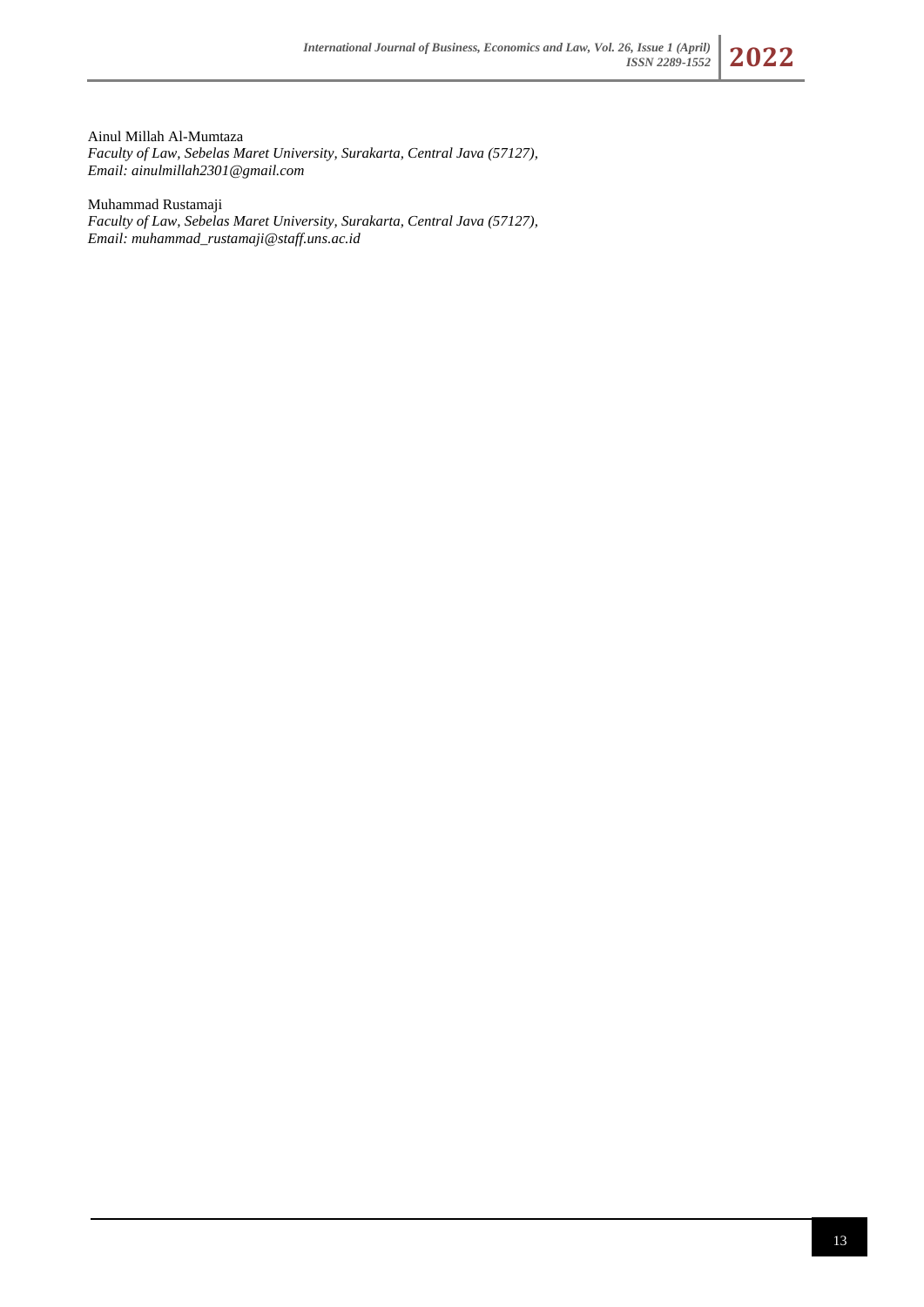Ainul Millah Al-Mumtaza
*Faculty of Law, Sebelas Maret University, Surakarta, Central Java (57127),*
*Email: ainulmillah2301@gmail.com*

Muhammad Rustamaji
*Faculty of Law, Sebelas Maret University, Surakarta, Central Java (57127),*
*Email: muhammad_rustamaji@staff.uns.ac.id*